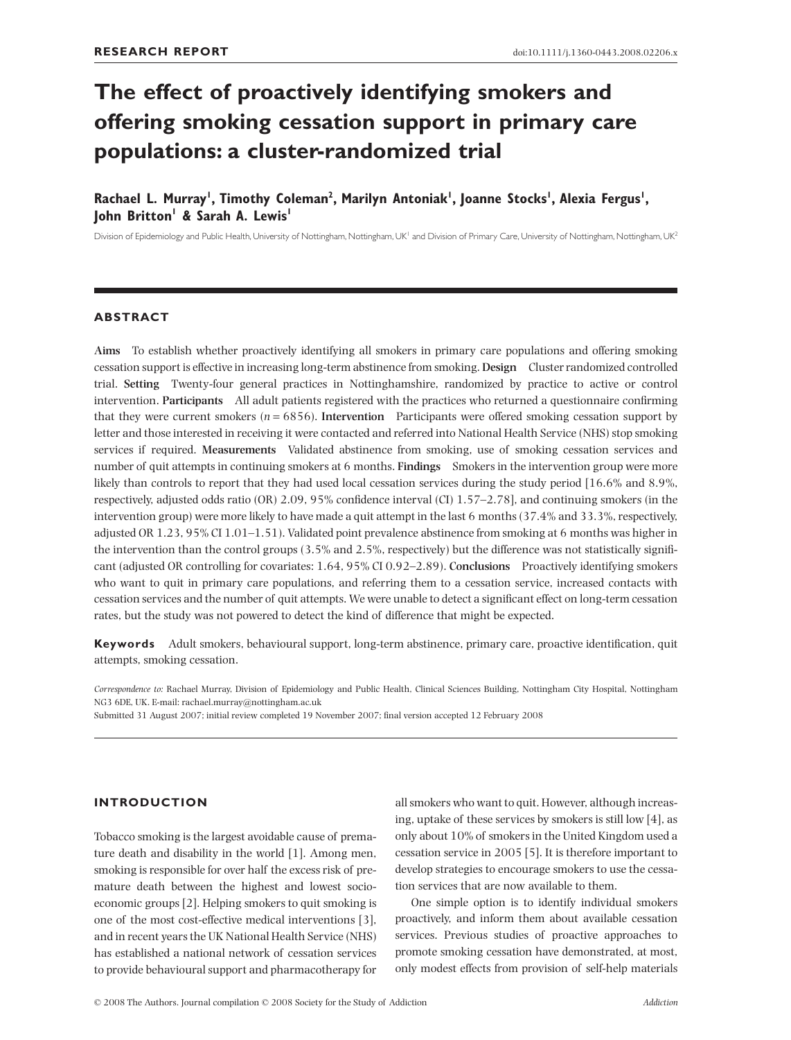RESEARCH REPORT

doi:10.1111/j.1360-0443.2008.02206.x

# The effect of proactively identifying smokers and offering smoking cessation support in primary care populations: a cluster-randomized trial

**Rachael L. Murray[1], Timothy Coleman[2], Marilyn Antoniak[1], Joanne Stocks[1], Alexia Fergus[1], John Britton[1] & Sarah A. Lewis[1]**

Division of Epidemiology and Public Health, University of Nottingham, Nottingham, UK[1] and Division of Primary Care, University of Nottingham, Nottingham, UK[2]

## ABSTRACT

**Aims** To establish whether proactively identifying all smokers in primary care populations and offering smoking cessation support is effective in increasing long-term abstinence from smoking. **Design** Cluster randomized controlled trial. **Setting** Twenty-four general practices in Nottinghamshire, randomized by practice to active or control intervention. **Participants** All adult patients registered with the practices who returned a questionnaire confirming that they were current smokers ($n = 6856$). **Intervention** Participants were offered smoking cessation support by letter and those interested in receiving it were contacted and referred into National Health Service (NHS) stop smoking services if required. **Measurements** Validated abstinence from smoking, use of smoking cessation services and number of quit attempts in continuing smokers at 6 months. **Findings** Smokers in the intervention group were more likely than controls to report that they had used local cessation services during the study period [16.6% and 8.9%, respectively, adjusted odds ratio (OR) 2.09, 95% confidence interval (CI) 1.57–2.78], and continuing smokers (in the intervention group) were more likely to have made a quit attempt in the last 6 months (37.4% and 33.3%, respectively, adjusted OR 1.23, 95% CI 1.01–1.51). Validated point prevalence abstinence from smoking at 6 months was higher in the intervention than the control groups (3.5% and 2.5%, respectively) but the difference was not statistically significant (adjusted OR controlling for covariates: 1.64, 95% CI 0.92–2.89). **Conclusions** Proactively identifying smokers who want to quit in primary care populations, and referring them to a cessation service, increased contacts with cessation services and the number of quit attempts. We were unable to detect a significant effect on long-term cessation rates, but the study was not powered to detect the kind of difference that might be expected.

**Keywords** Adult smokers, behavioural support, long-term abstinence, primary care, proactive identification, quit attempts, smoking cessation.

*Correspondence to:* Rachael Murray, Division of Epidemiology and Public Health, Clinical Sciences Building, Nottingham City Hospital, Nottingham NG3 6DE, UK. E-mail: rachael.murray@nottingham.ac.uk

Submitted 31 August 2007; initial review completed 19 November 2007; final version accepted 12 February 2008

## INTRODUCTION

Tobacco smoking is the largest avoidable cause of premature death and disability in the world [1]. Among men, smoking is responsible for over half the excess risk of premature death between the highest and lowest socio-economic groups [2]. Helping smokers to quit smoking is one of the most cost-effective medical interventions [3], and in recent years the UK National Health Service (NHS) has established a national network of cessation services to provide behavioural support and pharmacotherapy for all smokers who want to quit. However, although increasing, uptake of these services by smokers is still low [4], as only about 10% of smokers in the United Kingdom used a cessation service in 2005 [5]. It is therefore important to develop strategies to encourage smokers to use the cessation services that are now available to them.

One simple option is to identify individual smokers proactively, and inform them about available cessation services. Previous studies of proactive approaches to promote smoking cessation have demonstrated, at most, only modest effects from provision of self-help materials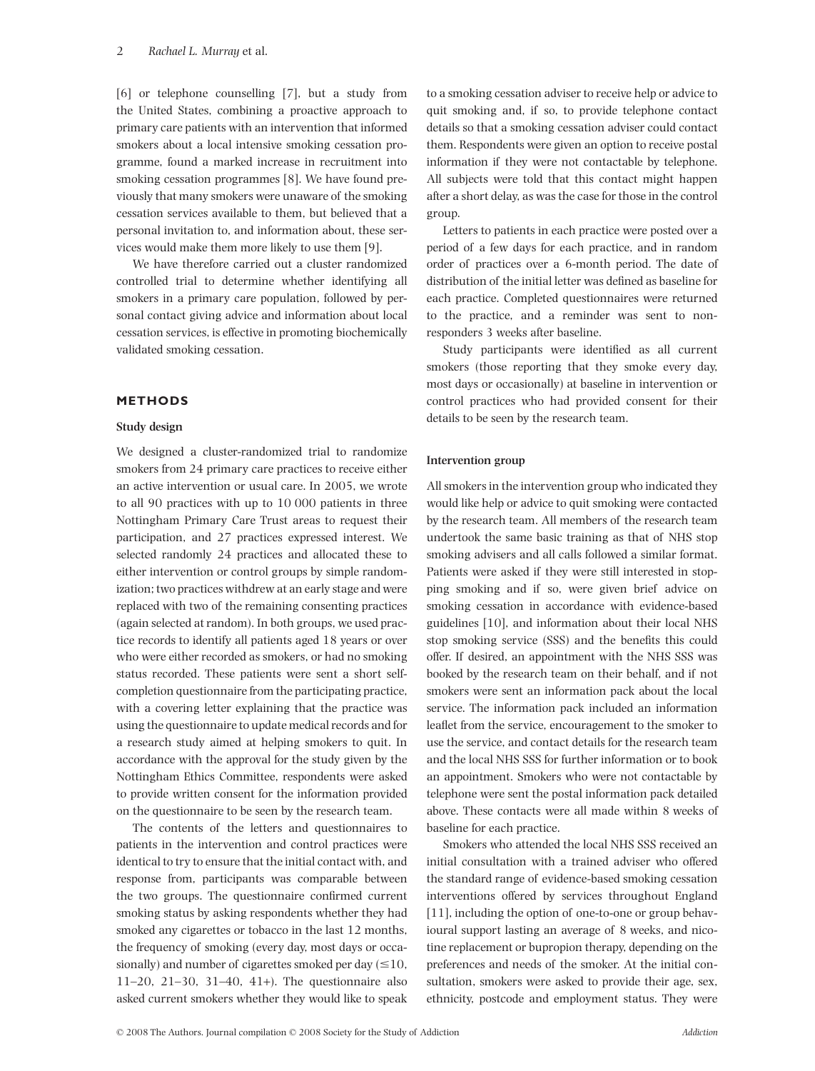[6] or telephone counselling [7], but a study from the United States, combining a proactive approach to primary care patients with an intervention that informed smokers about a local intensive smoking cessation programme, found a marked increase in recruitment into smoking cessation programmes [8]. We have found previously that many smokers were unaware of the smoking cessation services available to them, but believed that a personal invitation to, and information about, these services would make them more likely to use them [9].

We have therefore carried out a cluster randomized controlled trial to determine whether identifying all smokers in a primary care population, followed by personal contact giving advice and information about local cessation services, is effective in promoting biochemically validated smoking cessation.

## METHODS

### Study design

We designed a cluster-randomized trial to randomize smokers from 24 primary care practices to receive either an active intervention or usual care. In 2005, we wrote to all 90 practices with up to 10 000 patients in three Nottingham Primary Care Trust areas to request their participation, and 27 practices expressed interest. We selected randomly 24 practices and allocated these to either intervention or control groups by simple randomization; two practices withdrew at an early stage and were replaced with two of the remaining consenting practices (again selected at random). In both groups, we used practice records to identify all patients aged 18 years or over who were either recorded as smokers, or had no smoking status recorded. These patients were sent a short self-completion questionnaire from the participating practice, with a covering letter explaining that the practice was using the questionnaire to update medical records and for a research study aimed at helping smokers to quit. In accordance with the approval for the study given by the Nottingham Ethics Committee, respondents were asked to provide written consent for the information provided on the questionnaire to be seen by the research team.

The contents of the letters and questionnaires to patients in the intervention and control practices were identical to try to ensure that the initial contact with, and response from, participants was comparable between the two groups. The questionnaire confirmed current smoking status by asking respondents whether they had smoked any cigarettes or tobacco in the last 12 months, the frequency of smoking (every day, most days or occasionally) and number of cigarettes smoked per day ($\leq$10, 11–20, 21–30, 31–40, 41+). The questionnaire also asked current smokers whether they would like to speak to a smoking cessation adviser to receive help or advice to quit smoking and, if so, to provide telephone contact details so that a smoking cessation adviser could contact them. Respondents were given an option to receive postal information if they were not contactable by telephone. All subjects were told that this contact might happen after a short delay, as was the case for those in the control group.

Letters to patients in each practice were posted over a period of a few days for each practice, and in random order of practices over a 6-month period. The date of distribution of the initial letter was defined as baseline for each practice. Completed questionnaires were returned to the practice, and a reminder was sent to non-responders 3 weeks after baseline.

Study participants were identified as all current smokers (those reporting that they smoke every day, most days or occasionally) at baseline in intervention or control practices who had provided consent for their details to be seen by the research team.

### Intervention group

All smokers in the intervention group who indicated they would like help or advice to quit smoking were contacted by the research team. All members of the research team undertook the same basic training as that of NHS stop smoking advisers and all calls followed a similar format. Patients were asked if they were still interested in stopping smoking and if so, were given brief advice on smoking cessation in accordance with evidence-based guidelines [10], and information about their local NHS stop smoking service (SSS) and the benefits this could offer. If desired, an appointment with the NHS SSS was booked by the research team on their behalf, and if not smokers were sent an information pack about the local service. The information pack included an information leaflet from the service, encouragement to the smoker to use the service, and contact details for the research team and the local NHS SSS for further information or to book an appointment. Smokers who were not contactable by telephone were sent the postal information pack detailed above. These contacts were all made within 8 weeks of baseline for each practice.

Smokers who attended the local NHS SSS received an initial consultation with a trained adviser who offered the standard range of evidence-based smoking cessation interventions offered by services throughout England [11], including the option of one-to-one or group behavioural support lasting an average of 8 weeks, and nicotine replacement or bupropion therapy, depending on the preferences and needs of the smoker. At the initial consultation, smokers were asked to provide their age, sex, ethnicity, postcode and employment status. They were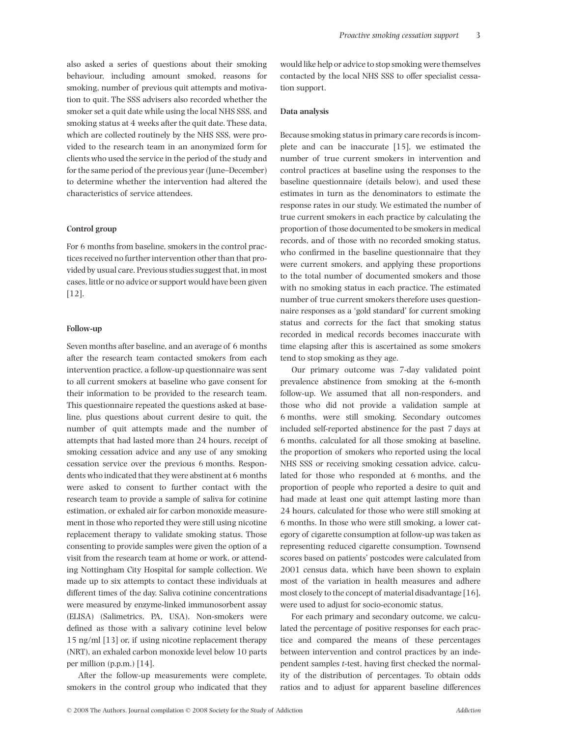also asked a series of questions about their smoking behaviour, including amount smoked, reasons for smoking, number of previous quit attempts and motivation to quit. The SSS advisers also recorded whether the smoker set a quit date while using the local NHS SSS, and smoking status at 4 weeks after the quit date. These data, which are collected routinely by the NHS SSS, were provided to the research team in an anonymized form for clients who used the service in the period of the study and for the same period of the previous year (June–December) to determine whether the intervention had altered the characteristics of service attendees.

#### Control group

For 6 months from baseline, smokers in the control practices received no further intervention other than that provided by usual care. Previous studies suggest that, in most cases, little or no advice or support would have been given [12].

#### Follow-up

Seven months after baseline, and an average of 6 months after the research team contacted smokers from each intervention practice, a follow-up questionnaire was sent to all current smokers at baseline who gave consent for their information to be provided to the research team. This questionnaire repeated the questions asked at baseline, plus questions about current desire to quit, the number of quit attempts made and the number of attempts that had lasted more than 24 hours, receipt of smoking cessation advice and any use of any smoking cessation service over the previous 6 months. Respondents who indicated that they were abstinent at 6 months were asked to consent to further contact with the research team to provide a sample of saliva for cotinine estimation, or exhaled air for carbon monoxide measurement in those who reported they were still using nicotine replacement therapy to validate smoking status. Those consenting to provide samples were given the option of a visit from the research team at home or work, or attending Nottingham City Hospital for sample collection. We made up to six attempts to contact these individuals at different times of the day. Saliva cotinine concentrations were measured by enzyme-linked immunosorbent assay (ELISA) (Salimetrics, PA, USA). Non-smokers were defined as those with a salivary cotinine level below 15 ng/ml [13] or, if using nicotine replacement therapy (NRT), an exhaled carbon monoxide level below 10 parts per million (p.p.m.) [14].

After the follow-up measurements were complete, smokers in the control group who indicated that they would like help or advice to stop smoking were themselves contacted by the local NHS SSS to offer specialist cessation support.

#### Data analysis

Because smoking status in primary care records is incomplete and can be inaccurate [15], we estimated the number of true current smokers in intervention and control practices at baseline using the responses to the baseline questionnaire (details below), and used these estimates in turn as the denominators to estimate the response rates in our study. We estimated the number of true current smokers in each practice by calculating the proportion of those documented to be smokers in medical records, and of those with no recorded smoking status, who confirmed in the baseline questionnaire that they were current smokers, and applying these proportions to the total number of documented smokers and those with no smoking status in each practice. The estimated number of true current smokers therefore uses questionnaire responses as a 'gold standard' for current smoking status and corrects for the fact that smoking status recorded in medical records becomes inaccurate with time elapsing after this is ascertained as some smokers tend to stop smoking as they age.

Our primary outcome was 7-day validated point prevalence abstinence from smoking at the 6-month follow-up. We assumed that all non-responders, and those who did not provide a validation sample at 6 months, were still smoking. Secondary outcomes included self-reported abstinence for the past 7 days at 6 months, calculated for all those smoking at baseline, the proportion of smokers who reported using the local NHS SSS or receiving smoking cessation advice, calculated for those who responded at 6 months, and the proportion of people who reported a desire to quit and had made at least one quit attempt lasting more than 24 hours, calculated for those who were still smoking at 6 months. In those who were still smoking, a lower category of cigarette consumption at follow-up was taken as representing reduced cigarette consumption. Townsend scores based on patients' postcodes were calculated from 2001 census data, which have been shown to explain most of the variation in health measures and adhere most closely to the concept of material disadvantage [16], were used to adjust for socio-economic status.

For each primary and secondary outcome, we calculated the percentage of positive responses for each practice and compared the means of these percentages between intervention and control practices by an independent samples *t*-test, having first checked the normality of the distribution of percentages. To obtain odds ratios and to adjust for apparent baseline differences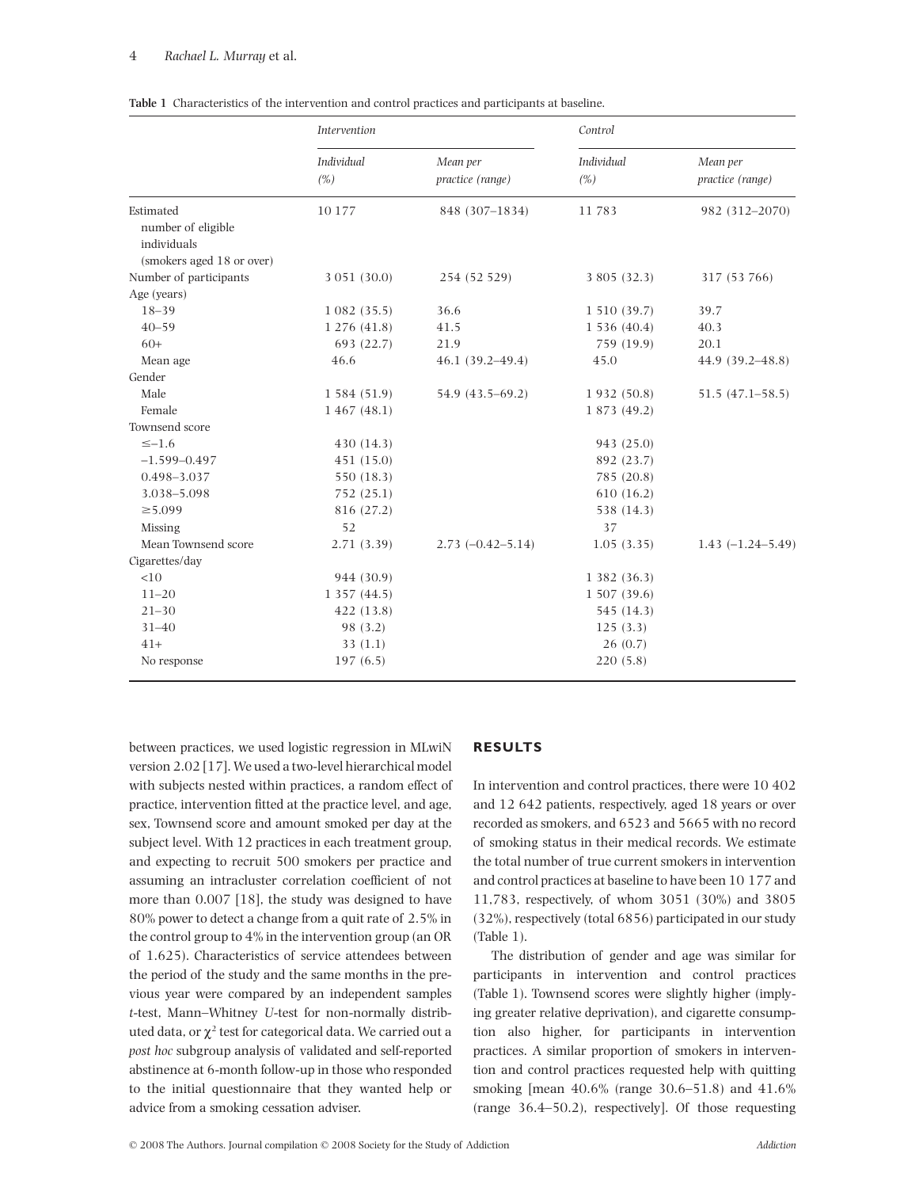**Table 1** Characteristics of the intervention and control practices and participants at baseline.

| | *Intervention* | | *Control* | |
|---|---|---|---|---|
| | *Individual (%)* | *Mean per practice (range)* | *Individual (%)* | *Mean per practice (range)* |
| Estimated number of eligible individuals (smokers aged 18 or over) | 10 177 | 848 (307–1834) | 11 783 | 982 (312–2070) |
| Number of participants | 3 051 (30.0) | 254 (52 529) | 3 805 (32.3) | 317 (53 766) |
| Age (years) | | | | |
| 18–39 | 1 082 (35.5) | 36.6 | 1 510 (39.7) | 39.7 |
| 40–59 | 1 276 (41.8) | 41.5 | 1 536 (40.4) | 40.3 |
| 60+ | 693 (22.7) | 21.9 | 759 (19.9) | 20.1 |
| Mean age | 46.6 | 46.1 (39.2–49.4) | 45.0 | 44.9 (39.2–48.8) |
| Gender | | | | |
| Male | 1 584 (51.9) | 54.9 (43.5–69.2) | 1 932 (50.8) | 51.5 (47.1–58.5) |
| Female | 1 467 (48.1) | | 1 873 (49.2) | |
| Townsend score | | | | |
| ≤−1.6 | 430 (14.3) | | 943 (25.0) | |
| −1.599–0.497 | 451 (15.0) | | 892 (23.7) | |
| 0.498–3.037 | 550 (18.3) | | 785 (20.8) | |
| 3.038–5.098 | 752 (25.1) | | 610 (16.2) | |
| ≥5.099 | 816 (27.2) | | 538 (14.3) | |
| Missing | 52 | | 37 | |
| Mean Townsend score | 2.71 (3.39) | 2.73 (−0.42–5.14) | 1.05 (3.35) | 1.43 (−1.24–5.49) |
| Cigarettes/day | | | | |
| <10 | 944 (30.9) | | 1 382 (36.3) | |
| 11–20 | 1 357 (44.5) | | 1 507 (39.6) | |
| 21–30 | 422 (13.8) | | 545 (14.3) | |
| 31–40 | 98 (3.2) | | 125 (3.3) | |
| 41+ | 33 (1.1) | | 26 (0.7) | |
| No response | 197 (6.5) | | 220 (5.8) | |

between practices, we used logistic regression in MLwiN version 2.02 [17]. We used a two-level hierarchical model with subjects nested within practices, a random effect of practice, intervention fitted at the practice level, and age, sex, Townsend score and amount smoked per day at the subject level. With 12 practices in each treatment group, and expecting to recruit 500 smokers per practice and assuming an intracluster correlation coefficient of not more than 0.007 [18], the study was designed to have 80% power to detect a change from a quit rate of 2.5% in the control group to 4% in the intervention group (an OR of 1.625). Characteristics of service attendees between the period of the study and the same months in the previous year were compared by an independent samples *t*-test, Mann–Whitney *U*-test for non-normally distributed data, or $\chi^2$ test for categorical data. We carried out a *post hoc* subgroup analysis of validated and self-reported abstinence at 6-month follow-up in those who responded to the initial questionnaire that they wanted help or advice from a smoking cessation adviser.

## RESULTS

In intervention and control practices, there were 10 402 and 12 642 patients, respectively, aged 18 years or over recorded as smokers, and 6523 and 5665 with no record of smoking status in their medical records. We estimate the total number of true current smokers in intervention and control practices at baseline to have been 10 177 and 11,783, respectively, of whom 3051 (30%) and 3805 (32%), respectively (total 6856) participated in our study (Table 1).

The distribution of gender and age was similar for participants in intervention and control practices (Table 1). Townsend scores were slightly higher (implying greater relative deprivation), and cigarette consumption also higher, for participants in intervention practices. A similar proportion of smokers in intervention and control practices requested help with quitting smoking [mean 40.6% (range 30.6–51.8) and 41.6% (range 36.4–50.2), respectively]. Of those requesting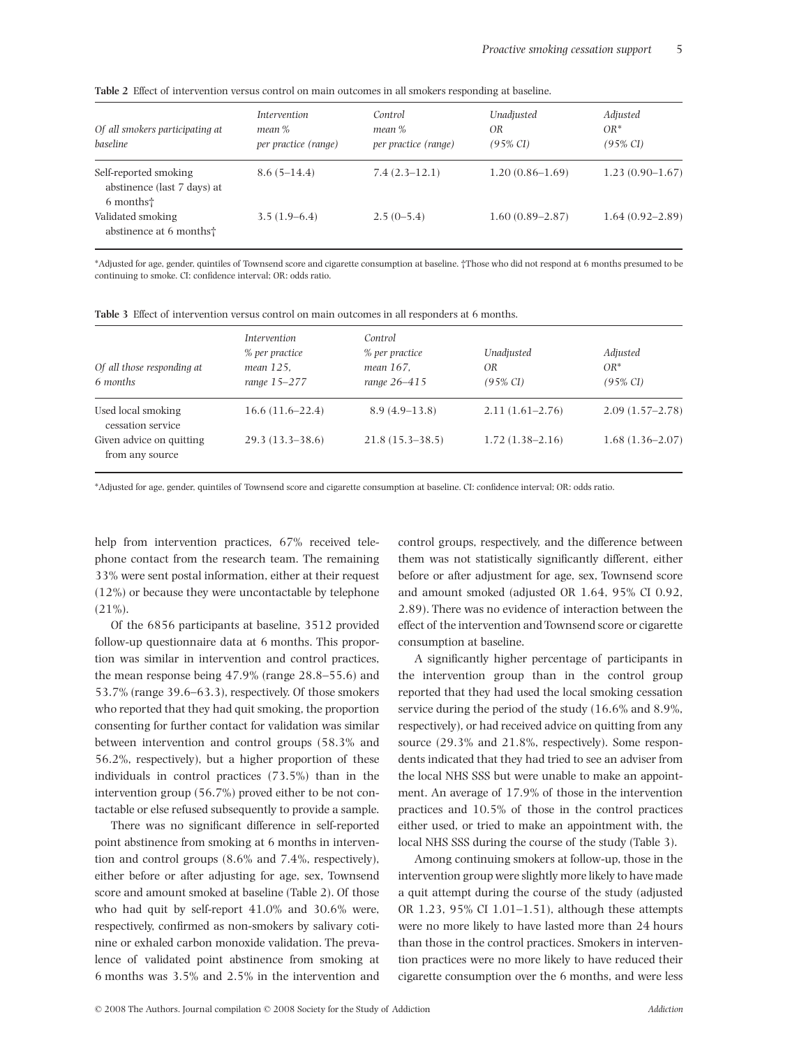**Table 2** Effect of intervention versus control on main outcomes in all smokers responding at baseline.

| *Of all smokers participating at baseline* | *Intervention mean % per practice (range)* | *Control mean % per practice (range)* | *Unadjusted OR (95% CI)* | *Adjusted OR* (95% CI)* |
|---|---|---|---|---|
| Self-reported smoking abstinence (last 7 days) at 6 months† | 8.6 (5–14.4) | 7.4 (2.3–12.1) | 1.20 (0.86–1.69) | 1.23 (0.90–1.67) |
| Validated smoking abstinence at 6 months† | 3.5 (1.9–6.4) | 2.5 (0–5.4) | 1.60 (0.89–2.87) | 1.64 (0.92–2.89) |

*Adjusted for age, gender, quintiles of Townsend score and cigarette consumption at baseline. †Those who did not respond at 6 months presumed to be continuing to smoke. CI: confidence interval; OR: odds ratio.

**Table 3** Effect of intervention versus control on main outcomes in all responders at 6 months.

| *Of all those responding at 6 months* | *Intervention % per practice mean 125, range 15–277* | *Control % per practice mean 167, range 26–415* | *Unadjusted OR (95% CI)* | *Adjusted OR* (95% CI)* |
|---|---|---|---|---|
| Used local smoking cessation service | 16.6 (11.6–22.4) | 8.9 (4.9–13.8) | 2.11 (1.61–2.76) | 2.09 (1.57–2.78) |
| Given advice on quitting from any source | 29.3 (13.3–38.6) | 21.8 (15.3–38.5) | 1.72 (1.38–2.16) | 1.68 (1.36–2.07) |

*Adjusted for age, gender, quintiles of Townsend score and cigarette consumption at baseline. CI: confidence interval; OR: odds ratio.

help from intervention practices, 67% received telephone contact from the research team. The remaining 33% were sent postal information, either at their request (12%) or because they were uncontactable by telephone (21%).

Of the 6856 participants at baseline, 3512 provided follow-up questionnaire data at 6 months. This proportion was similar in intervention and control practices, the mean response being 47.9% (range 28.8–55.6) and 53.7% (range 39.6–63.3), respectively. Of those smokers who reported that they had quit smoking, the proportion consenting for further contact for validation was similar between intervention and control groups (58.3% and 56.2%, respectively), but a higher proportion of these individuals in control practices (73.5%) than in the intervention group (56.7%) proved either to be not contactable or else refused subsequently to provide a sample.

There was no significant difference in self-reported point abstinence from smoking at 6 months in intervention and control groups (8.6% and 7.4%, respectively), either before or after adjusting for age, sex, Townsend score and amount smoked at baseline (Table 2). Of those who had quit by self-report 41.0% and 30.6% were, respectively, confirmed as non-smokers by salivary cotinine or exhaled carbon monoxide validation. The prevalence of validated point abstinence from smoking at 6 months was 3.5% and 2.5% in the intervention and control groups, respectively, and the difference between them was not statistically significantly different, either before or after adjustment for age, sex, Townsend score and amount smoked (adjusted OR 1.64, 95% CI 0.92, 2.89). There was no evidence of interaction between the effect of the intervention and Townsend score or cigarette consumption at baseline.

A significantly higher percentage of participants in the intervention group than in the control group reported that they had used the local smoking cessation service during the period of the study (16.6% and 8.9%, respectively), or had received advice on quitting from any source (29.3% and 21.8%, respectively). Some respondents indicated that they had tried to see an adviser from the local NHS SSS but were unable to make an appointment. An average of 17.9% of those in the intervention practices and 10.5% of those in the control practices either used, or tried to make an appointment with, the local NHS SSS during the course of the study (Table 3).

Among continuing smokers at follow-up, those in the intervention group were slightly more likely to have made a quit attempt during the course of the study (adjusted OR 1.23, 95% CI 1.01–1.51), although these attempts were no more likely to have lasted more than 24 hours than those in the control practices. Smokers in intervention practices were no more likely to have reduced their cigarette consumption over the 6 months, and were less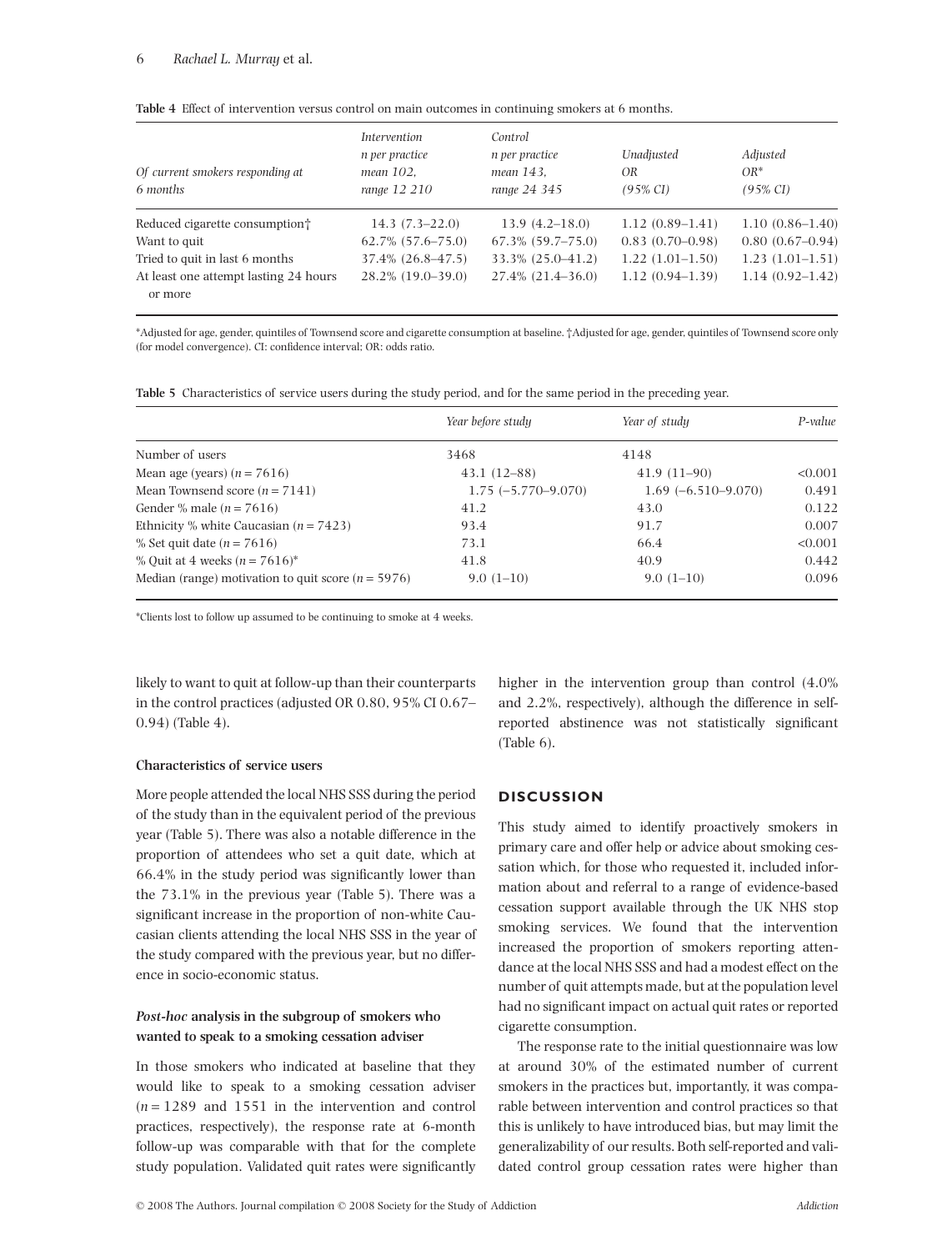**Table 4** Effect of intervention versus control on main outcomes in continuing smokers at 6 months.

| Of current smokers responding at 6 months | *Intervention n per practice mean 102, range 12 210* | *Control n per practice mean 143, range 24 345* | *Unadjusted OR (95% CI)* | *Adjusted OR\* (95% CI)* |
|---|---|---|---|---|
| Reduced cigarette consumption† | 14.3 (7.3–22.0) | 13.9 (4.2–18.0) | 1.12 (0.89–1.41) | 1.10 (0.86–1.40) |
| Want to quit | 62.7% (57.6–75.0) | 67.3% (59.7–75.0) | 0.83 (0.70–0.98) | 0.80 (0.67–0.94) |
| Tried to quit in last 6 months | 37.4% (26.8–47.5) | 33.3% (25.0–41.2) | 1.22 (1.01–1.50) | 1.23 (1.01–1.51) |
| At least one attempt lasting 24 hours or more | 28.2% (19.0–39.0) | 27.4% (21.4–36.0) | 1.12 (0.94–1.39) | 1.14 (0.92–1.42) |

\*Adjusted for age, gender, quintiles of Townsend score and cigarette consumption at baseline. †Adjusted for age, gender, quintiles of Townsend score only (for model convergence). CI: confidence interval; OR: odds ratio.

**Table 5** Characteristics of service users during the study period, and for the same period in the preceding year.

| | *Year before study* | *Year of study* | *P-value* |
|---|---|---|---|
| Number of users | 3468 | 4148 | |
| Mean age (years) ($n = 7616$) | 43.1 (12–88) | 41.9 (11–90) | <0.001 |
| Mean Townsend score ($n = 7141$) | 1.75 (−5.770–9.070) | 1.69 (−6.510–9.070) | 0.491 |
| Gender % male ($n = 7616$) | 41.2 | 43.0 | 0.122 |
| Ethnicity % white Caucasian ($n = 7423$) | 93.4 | 91.7 | 0.007 |
| % Set quit date ($n = 7616$) | 73.1 | 66.4 | <0.001 |
| % Quit at 4 weeks ($n = 7616$)\* | 41.8 | 40.9 | 0.442 |
| Median (range) motivation to quit score ($n = 5976$) | 9.0 (1–10) | 9.0 (1–10) | 0.096 |

\*Clients lost to follow up assumed to be continuing to smoke at 4 weeks.

likely to want to quit at follow-up than their counterparts in the control practices (adjusted OR 0.80, 95% CI 0.67–0.94) (Table 4).

**Characteristics of service users**

More people attended the local NHS SSS during the period of the study than in the equivalent period of the previous year (Table 5). There was also a notable difference in the proportion of attendees who set a quit date, which at 66.4% in the study period was significantly lower than the 73.1% in the previous year (Table 5). There was a significant increase in the proportion of non-white Caucasian clients attending the local NHS SSS in the year of the study compared with the previous year, but no difference in socio-economic status.

***Post-hoc* analysis in the subgroup of smokers who wanted to speak to a smoking cessation adviser**

In those smokers who indicated at baseline that they would like to speak to a smoking cessation adviser ($n = 1289$ and 1551 in the intervention and control practices, respectively), the response rate at 6-month follow-up was comparable with that for the complete study population. Validated quit rates were significantly higher in the intervention group than control (4.0% and 2.2%, respectively), although the difference in self-reported abstinence was not statistically significant (Table 6).

## DISCUSSION

This study aimed to identify proactively smokers in primary care and offer help or advice about smoking cessation which, for those who requested it, included information about and referral to a range of evidence-based cessation support available through the UK NHS stop smoking services. We found that the intervention increased the proportion of smokers reporting attendance at the local NHS SSS and had a modest effect on the number of quit attempts made, but at the population level had no significant impact on actual quit rates or reported cigarette consumption.

The response rate to the initial questionnaire was low at around 30% of the estimated number of current smokers in the practices but, importantly, it was comparable between intervention and control practices so that this is unlikely to have introduced bias, but may limit the generalizability of our results. Both self-reported and validated control group cessation rates were higher than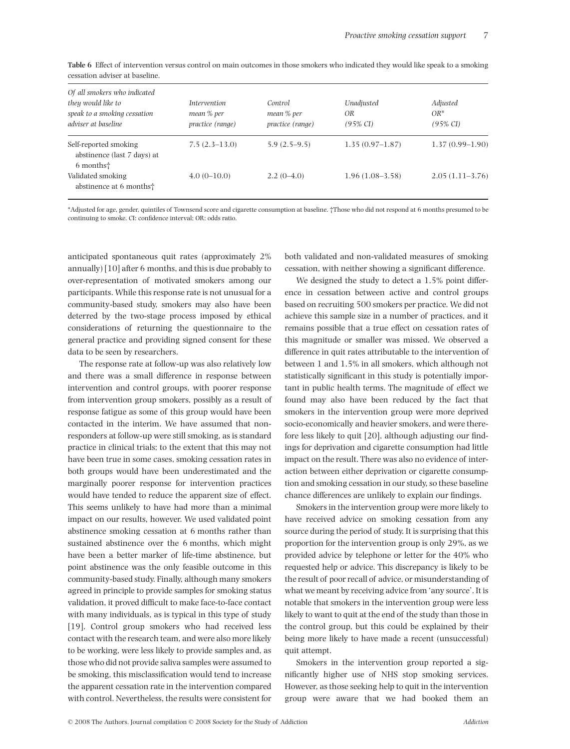**Table 6** Effect of intervention versus control on main outcomes in those smokers who indicated they would like speak to a smoking cessation adviser at baseline.

| *Of all smokers who indicated they would like to speak to a smoking cessation adviser at baseline* | *Intervention mean % per practice (range)* | *Control mean % per practice (range)* | *Unadjusted OR (95% CI)* | *Adjusted OR\* (95% CI)* |
|---|---|---|---|---|
| Self-reported smoking abstinence (last 7 days) at 6 months† | 7.5 (2.3–13.0) | 5.9 (2.5–9.5) | 1.35 (0.97–1.87) | 1.37 (0.99–1.90) |
| Validated smoking abstinence at 6 months† | 4.0 (0–10.0) | 2.2 (0–4.0) | 1.96 (1.08–3.58) | 2.05 (1.11–3.76) |

\*Adjusted for age, gender, quintiles of Townsend score and cigarette consumption at baseline. †Those who did not respond at 6 months presumed to be continuing to smoke. CI: confidence interval; OR: odds ratio.

anticipated spontaneous quit rates (approximately 2% annually) [10] after 6 months, and this is due probably to over-representation of motivated smokers among our participants. While this response rate is not unusual for a community-based study, smokers may also have been deterred by the two-stage process imposed by ethical considerations of returning the questionnaire to the general practice and providing signed consent for these data to be seen by researchers.

The response rate at follow-up was also relatively low and there was a small difference in response between intervention and control groups, with poorer response from intervention group smokers, possibly as a result of response fatigue as some of this group would have been contacted in the interim. We have assumed that non-responders at follow-up were still smoking, as is standard practice in clinical trials; to the extent that this may not have been true in some cases, smoking cessation rates in both groups would have been underestimated and the marginally poorer response for intervention practices would have tended to reduce the apparent size of effect. This seems unlikely to have had more than a minimal impact on our results, however. We used validated point abstinence smoking cessation at 6 months rather than sustained abstinence over the 6 months, which might have been a better marker of life-time abstinence, but point abstinence was the only feasible outcome in this community-based study. Finally, although many smokers agreed in principle to provide samples for smoking status validation, it proved difficult to make face-to-face contact with many individuals, as is typical in this type of study [19]. Control group smokers who had received less contact with the research team, and were also more likely to be working, were less likely to provide samples and, as those who did not provide saliva samples were assumed to be smoking, this misclassification would tend to increase the apparent cessation rate in the intervention compared with control. Nevertheless, the results were consistent for both validated and non-validated measures of smoking cessation, with neither showing a significant difference.

We designed the study to detect a 1.5% point difference in cessation between active and control groups based on recruiting 500 smokers per practice. We did not achieve this sample size in a number of practices, and it remains possible that a true effect on cessation rates of this magnitude or smaller was missed. We observed a difference in quit rates attributable to the intervention of between 1 and 1.5% in all smokers, which although not statistically significant in this study is potentially important in public health terms. The magnitude of effect we found may also have been reduced by the fact that smokers in the intervention group were more deprived socio-economically and heavier smokers, and were therefore less likely to quit [20], although adjusting our findings for deprivation and cigarette consumption had little impact on the result. There was also no evidence of interaction between either deprivation or cigarette consumption and smoking cessation in our study, so these baseline chance differences are unlikely to explain our findings.

Smokers in the intervention group were more likely to have received advice on smoking cessation from any source during the period of study. It is surprising that this proportion for the intervention group is only 29%, as we provided advice by telephone or letter for the 40% who requested help or advice. This discrepancy is likely to be the result of poor recall of advice, or misunderstanding of what we meant by receiving advice from 'any source'. It is notable that smokers in the intervention group were less likely to want to quit at the end of the study than those in the control group, but this could be explained by their being more likely to have made a recent (unsuccessful) quit attempt.

Smokers in the intervention group reported a significantly higher use of NHS stop smoking services. However, as those seeking help to quit in the intervention group were aware that we had booked them an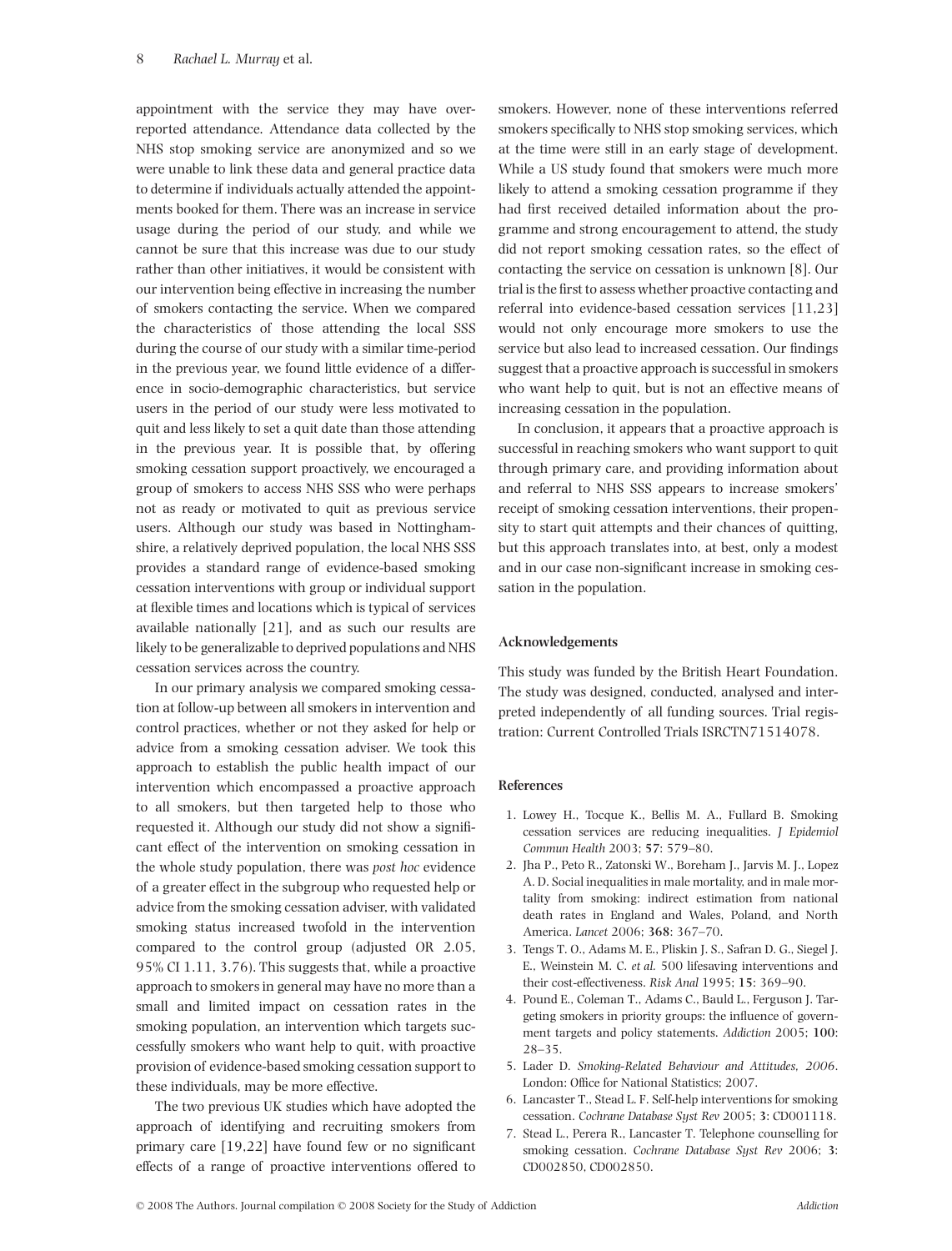appointment with the service they may have over-reported attendance. Attendance data collected by the NHS stop smoking service are anonymized and so we were unable to link these data and general practice data to determine if individuals actually attended the appointments booked for them. There was an increase in service usage during the period of our study, and while we cannot be sure that this increase was due to our study rather than other initiatives, it would be consistent with our intervention being effective in increasing the number of smokers contacting the service. When we compared the characteristics of those attending the local SSS during the course of our study with a similar time-period in the previous year, we found little evidence of a difference in socio-demographic characteristics, but service users in the period of our study were less motivated to quit and less likely to set a quit date than those attending in the previous year. It is possible that, by offering smoking cessation support proactively, we encouraged a group of smokers to access NHS SSS who were perhaps not as ready or motivated to quit as previous service users. Although our study was based in Nottinghamshire, a relatively deprived population, the local NHS SSS provides a standard range of evidence-based smoking cessation interventions with group or individual support at flexible times and locations which is typical of services available nationally [21], and as such our results are likely to be generalizable to deprived populations and NHS cessation services across the country.

In our primary analysis we compared smoking cessation at follow-up between all smokers in intervention and control practices, whether or not they asked for help or advice from a smoking cessation adviser. We took this approach to establish the public health impact of our intervention which encompassed a proactive approach to all smokers, but then targeted help to those who requested it. Although our study did not show a significant effect of the intervention on smoking cessation in the whole study population, there was *post hoc* evidence of a greater effect in the subgroup who requested help or advice from the smoking cessation adviser, with validated smoking status increased twofold in the intervention compared to the control group (adjusted OR 2.05, 95% CI 1.11, 3.76). This suggests that, while a proactive approach to smokers in general may have no more than a small and limited impact on cessation rates in the smoking population, an intervention which targets successfully smokers who want help to quit, with proactive provision of evidence-based smoking cessation support to these individuals, may be more effective.

The two previous UK studies which have adopted the approach of identifying and recruiting smokers from primary care [19,22] have found few or no significant effects of a range of proactive interventions offered to smokers. However, none of these interventions referred smokers specifically to NHS stop smoking services, which at the time were still in an early stage of development. While a US study found that smokers were much more likely to attend a smoking cessation programme if they had first received detailed information about the programme and strong encouragement to attend, the study did not report smoking cessation rates, so the effect of contacting the service on cessation is unknown [8]. Our trial is the first to assess whether proactive contacting and referral into evidence-based cessation services [11,23] would not only encourage more smokers to use the service but also lead to increased cessation. Our findings suggest that a proactive approach is successful in smokers who want help to quit, but is not an effective means of increasing cessation in the population.

In conclusion, it appears that a proactive approach is successful in reaching smokers who want support to quit through primary care, and providing information about and referral to NHS SSS appears to increase smokers' receipt of smoking cessation interventions, their propensity to start quit attempts and their chances of quitting, but this approach translates into, at best, only a modest and in our case non-significant increase in smoking cessation in the population.

## Acknowledgements

This study was funded by the British Heart Foundation. The study was designed, conducted, analysed and interpreted independently of all funding sources. Trial registration: Current Controlled Trials ISRCTN71514078.

## References

1. Lowey H., Tocque K., Bellis M. A., Fullard B. Smoking cessation services are reducing inequalities. *J Epidemiol Commun Health* 2003; **57**: 579–80.
2. Jha P., Peto R., Zatonski W., Boreham J., Jarvis M. J., Lopez A. D. Social inequalities in male mortality, and in male mortality from smoking: indirect estimation from national death rates in England and Wales, Poland, and North America. *Lancet* 2006; **368**: 367–70.
3. Tengs T. O., Adams M. E., Pliskin J. S., Safran D. G., Siegel J. E., Weinstein M. C. *et al.* 500 lifesaving interventions and their cost-effectiveness. *Risk Anal* 1995; **15**: 369–90.
4. Pound E., Coleman T., Adams C., Bauld L., Ferguson J. Targeting smokers in priority groups: the influence of government targets and policy statements. *Addiction* 2005; **100**: 28–35.
5. Lader D. *Smoking-Related Behaviour and Attitudes, 2006*. London: Office for National Statistics; 2007.
6. Lancaster T., Stead L. F. Self-help interventions for smoking cessation. *Cochrane Database Syst Rev* 2005; **3**: CD001118.
7. Stead L., Perera R., Lancaster T. Telephone counselling for smoking cessation. *Cochrane Database Syst Rev* 2006; **3**: CD002850, CD002850.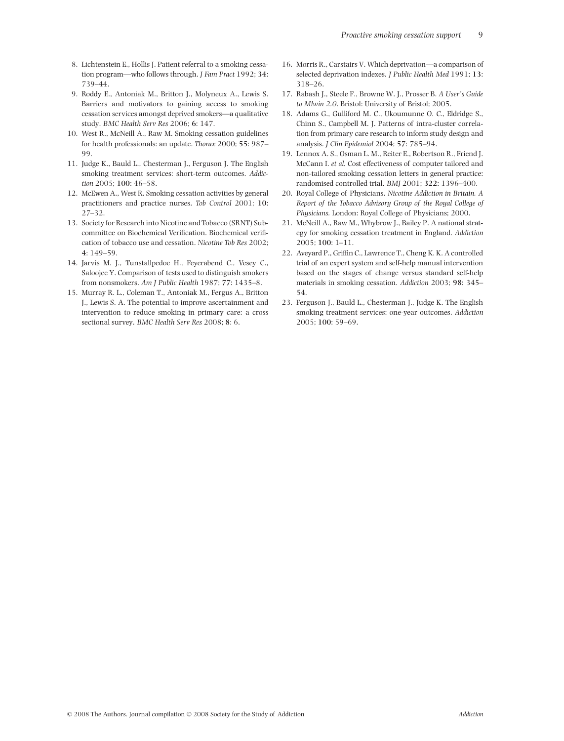8. Lichtenstein E., Hollis J. Patient referral to a smoking cessation program—who follows through. *J Fam Pract* 1992; **34**: 739–44.
9. Roddy E., Antoniak M., Britton J., Molyneux A., Lewis S. Barriers and motivators to gaining access to smoking cessation services amongst deprived smokers—a qualitative study. *BMC Health Serv Res* 2006; **6**: 147.
10. West R., McNeill A., Raw M. Smoking cessation guidelines for health professionals: an update. *Thorax* 2000; **55**: 987–99.
11. Judge K., Bauld L., Chesterman J., Ferguson J. The English smoking treatment services: short-term outcomes. *Addiction* 2005; **100**: 46–58.
12. McEwen A., West R. Smoking cessation activities by general practitioners and practice nurses. *Tob Control* 2001; **10**: 27–32.
13. Society for Research into Nicotine and Tobacco (SRNT) Subcommittee on Biochemical Verification. Biochemical verification of tobacco use and cessation. *Nicotine Tob Res* 2002; **4**: 149–59.
14. Jarvis M. J., Tunstallpedoe H., Feyerabend C., Vesey C., Saloojee Y. Comparison of tests used to distinguish smokers from nonsmokers. *Am J Public Health* 1987; **77**: 1435–8.
15. Murray R. L., Coleman T., Antoniak M., Fergus A., Britton J., Lewis S. A. The potential to improve ascertainment and intervention to reduce smoking in primary care: a cross sectional survey. *BMC Health Serv Res* 2008; **8**: 6.
16. Morris R., Carstairs V. Which deprivation—a comparison of selected deprivation indexes. *J Public Health Med* 1991; **13**: 318–26.
17. Rabash J., Steele F., Browne W. J., Prosser B. *A User's Guide to Mlwin 2.0*. Bristol: University of Bristol; 2005.
18. Adams G., Gulliford M. C., Ukoumunne O. C., Eldridge S., Chinn S., Campbell M. J. Patterns of intra-cluster correlation from primary care research to inform study design and analysis. *J Clin Epidemiol* 2004; **57**: 785–94.
19. Lennox A. S., Osman L. M., Reiter E., Robertson R., Friend J. McCann I. *et al.* Cost effectiveness of computer tailored and non-tailored smoking cessation letters in general practice: randomised controlled trial. *BMJ* 2001; **322**: 1396–400.
20. Royal College of Physicians. *Nicotine Addiction in Britain. A Report of the Tobacco Advisory Group of the Royal College of Physicians.* London: Royal College of Physicians; 2000.
21. McNeill A., Raw M., Whybrow J., Bailey P. A national strategy for smoking cessation treatment in England. *Addiction* 2005; **100**: 1–11.
22. Aveyard P., Griffin C., Lawrence T., Cheng K. K. A controlled trial of an expert system and self-help manual intervention based on the stages of change versus standard self-help materials in smoking cessation. *Addiction* 2003; **98**: 345–54.
23. Ferguson J., Bauld L., Chesterman J., Judge K. The English smoking treatment services: one-year outcomes. *Addiction* 2005; **100**: 59–69.